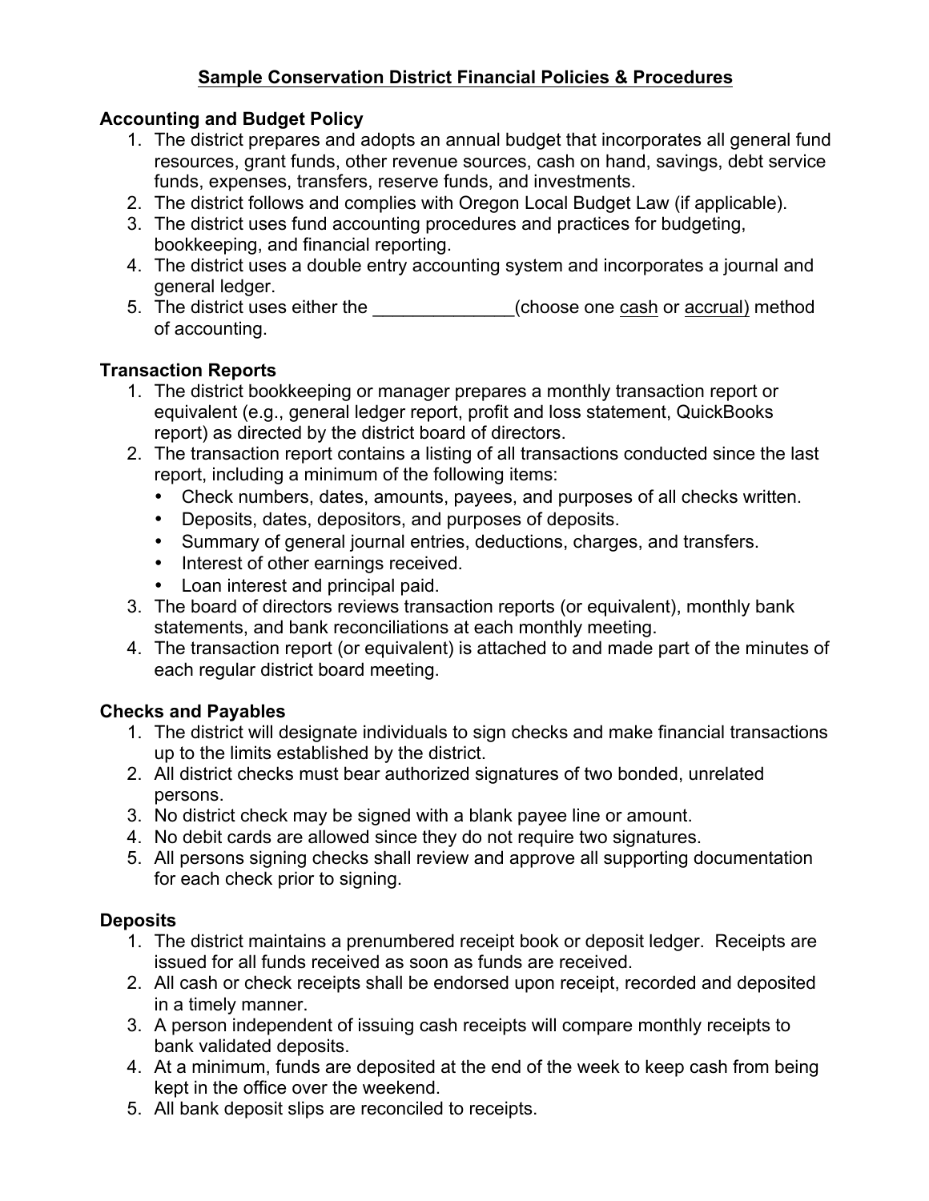# Sample Conservation District Financial Policies & Procedures

## Accounting and Budget Policy

1. The district prepares and adopts an annual budget that incorporates all general fund resources, grant funds, other revenue sources, cash on hand, savings, debt service funds, expenses, transfers, reserve funds, and investments.
2. The district follows and complies with Oregon Local Budget Law (if applicable).
3. The district uses fund accounting procedures and practices for budgeting, bookkeeping, and financial reporting.
4. The district uses a double entry accounting system and incorporates a journal and general ledger.
5. The district uses either the ______________(choose one cash or accrual) method of accounting.

## Transaction Reports

1. The district bookkeeping or manager prepares a monthly transaction report or equivalent (e.g., general ledger report, profit and loss statement, QuickBooks report) as directed by the district board of directors.
2. The transaction report contains a listing of all transactions conducted since the last report, including a minimum of the following items:
   - Check numbers, dates, amounts, payees, and purposes of all checks written.
   - Deposits, dates, depositors, and purposes of deposits.
   - Summary of general journal entries, deductions, charges, and transfers.
   - Interest of other earnings received.
   - Loan interest and principal paid.
3. The board of directors reviews transaction reports (or equivalent), monthly bank statements, and bank reconciliations at each monthly meeting.
4. The transaction report (or equivalent) is attached to and made part of the minutes of each regular district board meeting.

## Checks and Payables

1. The district will designate individuals to sign checks and make financial transactions up to the limits established by the district.
2. All district checks must bear authorized signatures of two bonded, unrelated persons.
3. No district check may be signed with a blank payee line or amount.
4. No debit cards are allowed since they do not require two signatures.
5. All persons signing checks shall review and approve all supporting documentation for each check prior to signing.

## Deposits

1. The district maintains a prenumbered receipt book or deposit ledger. Receipts are issued for all funds received as soon as funds are received.
2. All cash or check receipts shall be endorsed upon receipt, recorded and deposited in a timely manner.
3. A person independent of issuing cash receipts will compare monthly receipts to bank validated deposits.
4. At a minimum, funds are deposited at the end of the week to keep cash from being kept in the office over the weekend.
5. All bank deposit slips are reconciled to receipts.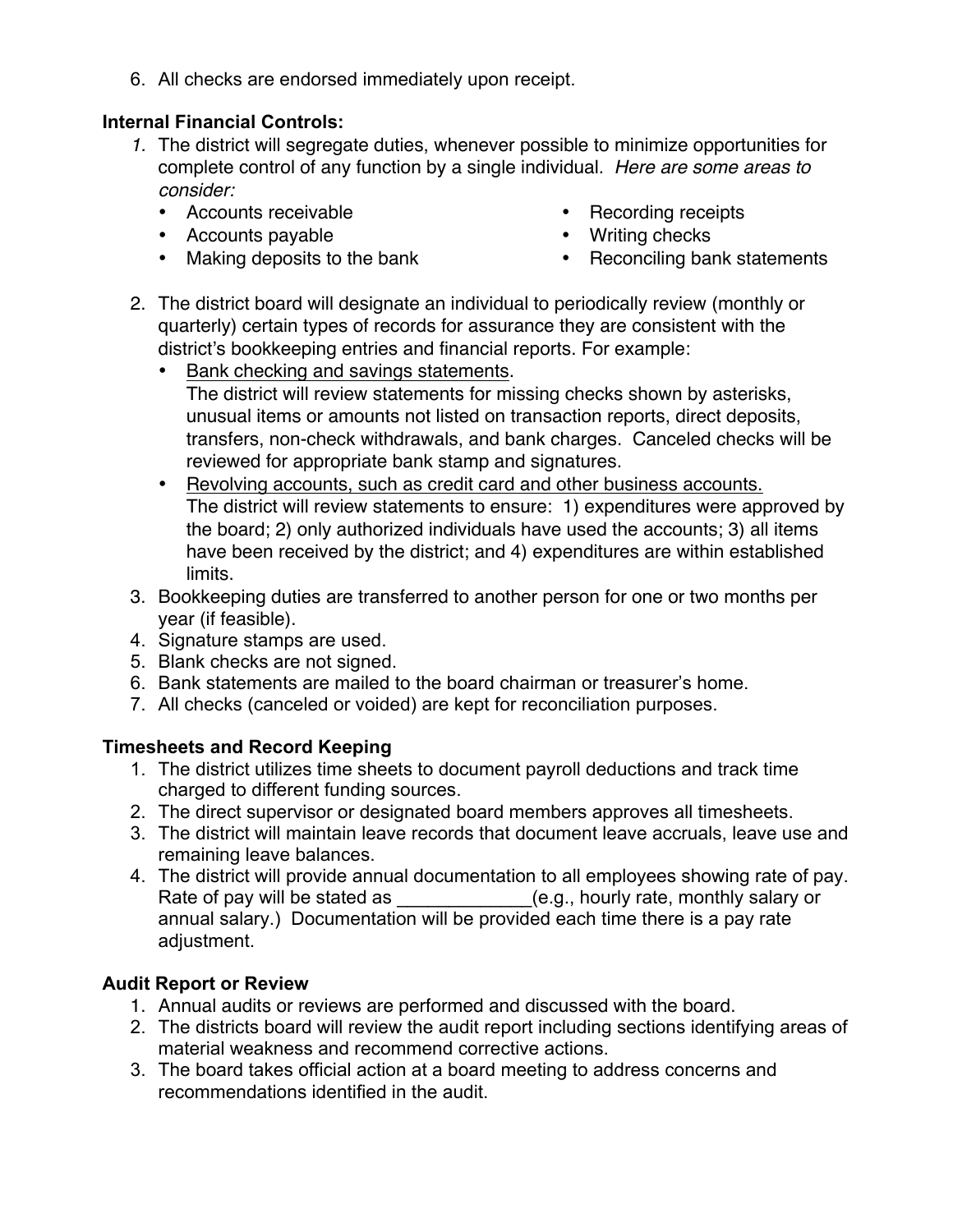6. All checks are endorsed immediately upon receipt.

**Internal Financial Controls:**

1. The district will segregate duties, whenever possible to minimize opportunities for complete control of any function by a single individual. *Here are some areas to consider:*
   - Accounts receivable
   - Accounts payable
   - Making deposits to the bank
   - Recording receipts
   - Writing checks
   - Reconciling bank statements
2. The district board will designate an individual to periodically review (monthly or quarterly) certain types of records for assurance they are consistent with the district's bookkeeping entries and financial reports. For example:
   - <u>Bank checking and savings statements</u>.
     The district will review statements for missing checks shown by asterisks, unusual items or amounts not listed on transaction reports, direct deposits, transfers, non-check withdrawals, and bank charges. Canceled checks will be reviewed for appropriate bank stamp and signatures.
   - <u>Revolving accounts, such as credit card and other business accounts.</u>
     The district will review statements to ensure: 1) expenditures were approved by the board; 2) only authorized individuals have used the accounts; 3) all items have been received by the district; and 4) expenditures are within established limits.
3. Bookkeeping duties are transferred to another person for one or two months per year (if feasible).
4. Signature stamps are used.
5. Blank checks are not signed.
6. Bank statements are mailed to the board chairman or treasurer's home.
7. All checks (canceled or voided) are kept for reconciliation purposes.

**Timesheets and Record Keeping**

1. The district utilizes time sheets to document payroll deductions and track time charged to different funding sources.
2. The direct supervisor or designated board members approves all timesheets.
3. The district will maintain leave records that document leave accruals, leave use and remaining leave balances.
4. The district will provide annual documentation to all employees showing rate of pay. Rate of pay will be stated as _____________(e.g., hourly rate, monthly salary or annual salary.) Documentation will be provided each time there is a pay rate adjustment.

**Audit Report or Review**

1. Annual audits or reviews are performed and discussed with the board.
2. The districts board will review the audit report including sections identifying areas of material weakness and recommend corrective actions.
3. The board takes official action at a board meeting to address concerns and recommendations identified in the audit.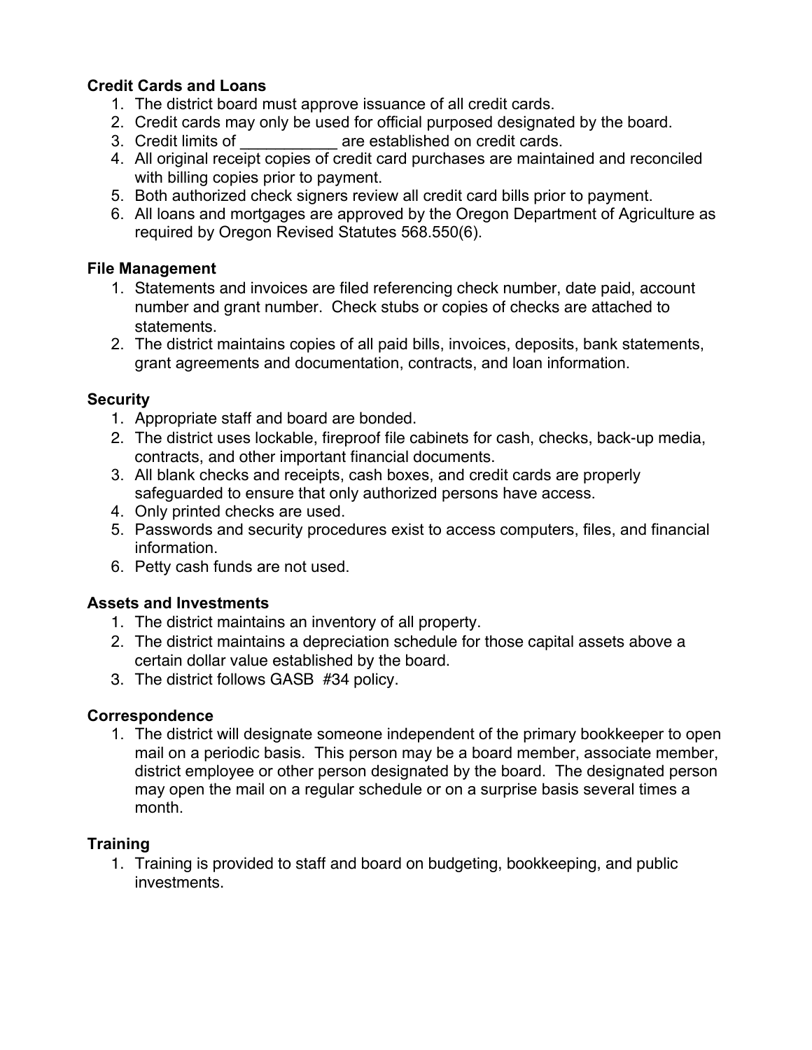**Credit Cards and Loans**

1. The district board must approve issuance of all credit cards.
2. Credit cards may only be used for official purposed designated by the board.
3. Credit limits of ___________ are established on credit cards.
4. All original receipt copies of credit card purchases are maintained and reconciled with billing copies prior to payment.
5. Both authorized check signers review all credit card bills prior to payment.
6. All loans and mortgages are approved by the Oregon Department of Agriculture as required by Oregon Revised Statutes 568.550(6).

**File Management**

1. Statements and invoices are filed referencing check number, date paid, account number and grant number. Check stubs or copies of checks are attached to statements.
2. The district maintains copies of all paid bills, invoices, deposits, bank statements, grant agreements and documentation, contracts, and loan information.

**Security**

1. Appropriate staff and board are bonded.
2. The district uses lockable, fireproof file cabinets for cash, checks, back-up media, contracts, and other important financial documents.
3. All blank checks and receipts, cash boxes, and credit cards are properly safeguarded to ensure that only authorized persons have access.
4. Only printed checks are used.
5. Passwords and security procedures exist to access computers, files, and financial information.
6. Petty cash funds are not used.

**Assets and Investments**

1. The district maintains an inventory of all property.
2. The district maintains a depreciation schedule for those capital assets above a certain dollar value established by the board.
3. The district follows GASB #34 policy.

**Correspondence**

1. The district will designate someone independent of the primary bookkeeper to open mail on a periodic basis. This person may be a board member, associate member, district employee or other person designated by the board. The designated person may open the mail on a regular schedule or on a surprise basis several times a month.

**Training**

1. Training is provided to staff and board on budgeting, bookkeeping, and public investments.